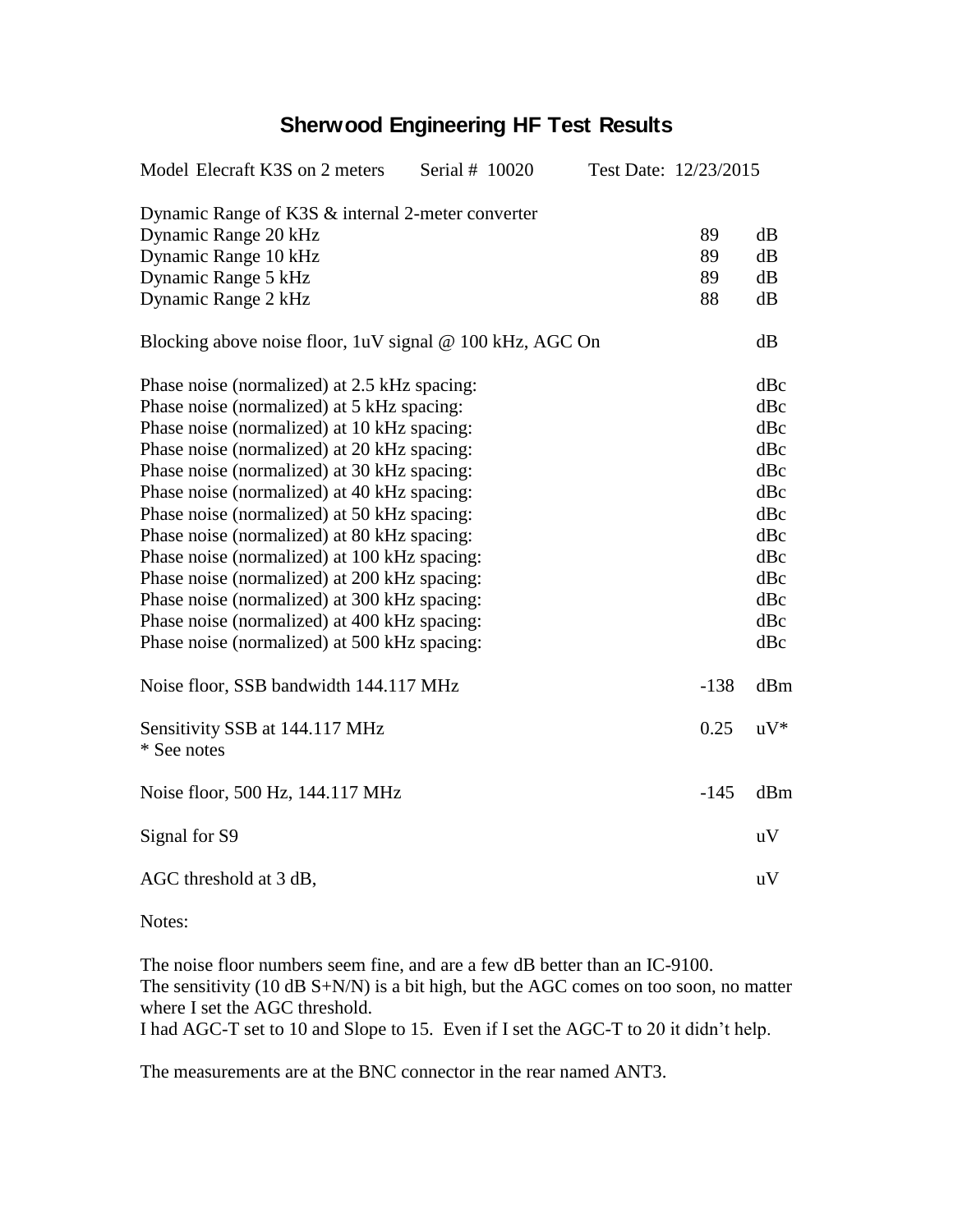# Sherwood Engineering HF Test Results

Model Elecraft K3S on 2 meters    Serial # 10020    Test Date: 12/23/2015

| | | |
|---|---|---|
| Dynamic Range of K3S & internal 2-meter converter | | |
| Dynamic Range 20 kHz | 89 | dB |
| Dynamic Range 10 kHz | 89 | dB |
| Dynamic Range 5 kHz | 89 | dB |
| Dynamic Range 2 kHz | 88 | dB |
| Blocking above noise floor, 1uV signal @ 100 kHz, AGC On | | dB |
| Phase noise (normalized) at 2.5 kHz spacing: | | dBc |
| Phase noise (normalized) at 5 kHz spacing: | | dBc |
| Phase noise (normalized) at 10 kHz spacing: | | dBc |
| Phase noise (normalized) at 20 kHz spacing: | | dBc |
| Phase noise (normalized) at 30 kHz spacing: | | dBc |
| Phase noise (normalized) at 40 kHz spacing: | | dBc |
| Phase noise (normalized) at 50 kHz spacing: | | dBc |
| Phase noise (normalized) at 80 kHz spacing: | | dBc |
| Phase noise (normalized) at 100 kHz spacing: | | dBc |
| Phase noise (normalized) at 200 kHz spacing: | | dBc |
| Phase noise (normalized) at 300 kHz spacing: | | dBc |
| Phase noise (normalized) at 400 kHz spacing: | | dBc |
| Phase noise (normalized) at 500 kHz spacing: | | dBc |
| Noise floor, SSB bandwidth 144.117 MHz | -138 | dBm |
| Sensitivity SSB at 144.117 MHz<br>* See notes | 0.25 | uV* |
| Noise floor, 500 Hz, 144.117 MHz | -145 | dBm |
| Signal for S9 | | uV |
| AGC threshold at 3 dB, | | uV |

Notes:

The noise floor numbers seem fine, and are a few dB better than an IC-9100.
The sensitivity (10 dB S+N/N) is a bit high, but the AGC comes on too soon, no matter where I set the AGC threshold.
I had AGC-T set to 10 and Slope to 15. Even if I set the AGC-T to 20 it didn't help.

The measurements are at the BNC connector in the rear named ANT3.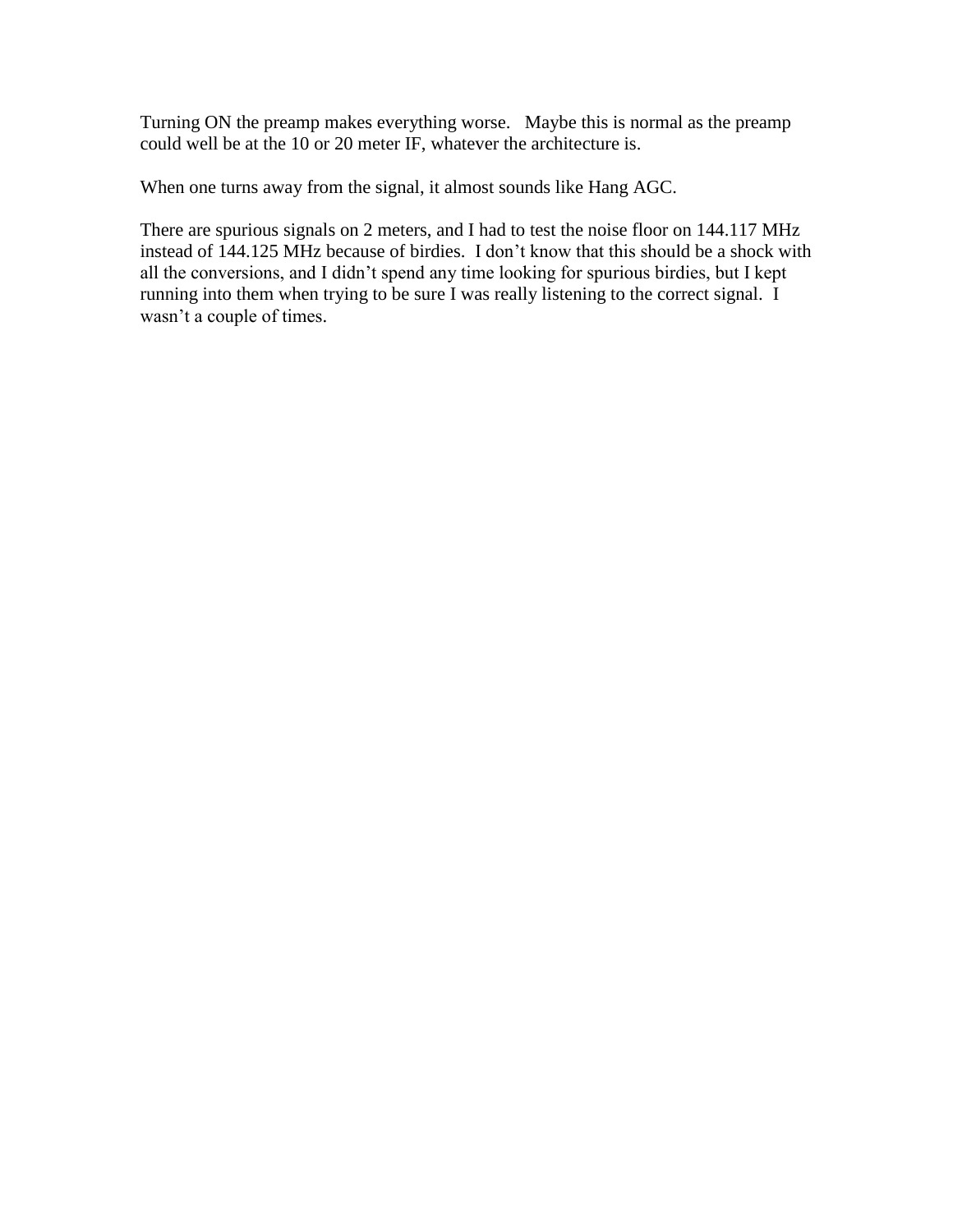Turning ON the preamp makes everything worse. Maybe this is normal as the preamp could well be at the 10 or 20 meter IF, whatever the architecture is.

When one turns away from the signal, it almost sounds like Hang AGC.

There are spurious signals on 2 meters, and I had to test the noise floor on 144.117 MHz instead of 144.125 MHz because of birdies. I don't know that this should be a shock with all the conversions, and I didn't spend any time looking for spurious birdies, but I kept running into them when trying to be sure I was really listening to the correct signal. I wasn't a couple of times.